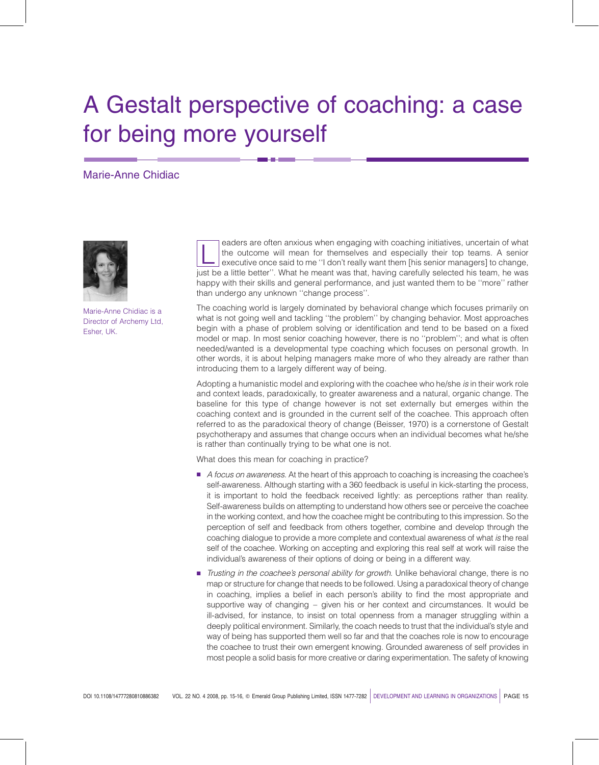# A Gestalt perspective of coaching: a case for being more yourself

Marie-Anne Chidiac

Marie-Anne Chidiac is a Director of Archemy Ltd, Esher, UK.

Leaders are often anxious when engaging with coaching initiatives, uncertain of what the outcome will mean for themselves and especially their top teams. A senior executive once said to me ''I don't really want them [his senior managers] to change, just be a little better''. What he meant was that, having carefully selected his team, he was happy with their skills and general performance, and just wanted them to be ''more'' rather than undergo any unknown ''change process''.

The coaching world is largely dominated by behavioral change which focuses primarily on what is not going well and tackling ''the problem'' by changing behavior. Most approaches begin with a phase of problem solving or identification and tend to be based on a fixed model or map. In most senior coaching however, there is no ''problem''; and what is often needed/wanted is a developmental type coaching which focuses on personal growth. In other words, it is about helping managers make more of who they already are rather than introducing them to a largely different way of being.

Adopting a humanistic model and exploring with the coachee who he/she *is* in their work role and context leads, paradoxically, to greater awareness and a natural, organic change. The baseline for this type of change however is not set externally but emerges within the coaching context and is grounded in the current self of the coachee. This approach often referred to as the paradoxical theory of change (Beisser, 1970) is a cornerstone of Gestalt psychotherapy and assumes that change occurs when an individual becomes what he/she is rather than continually trying to be what one is not.

What does this mean for coaching in practice?

- *A focus on awareness.* At the heart of this approach to coaching is increasing the coachee's self-awareness. Although starting with a 360 feedback is useful in kick-starting the process, it is important to hold the feedback received lightly: as perceptions rather than reality. Self-awareness builds on attempting to understand how others see or perceive the coachee in the working context, and how the coachee might be contributing to this impression. So the perception of self and feedback from others together, combine and develop through the coaching dialogue to provide a more complete and contextual awareness of what *is* the real self of the coachee. Working on accepting and exploring this real self at work will raise the individual's awareness of their options of doing or being in a different way.
- *Trusting in the coachee's personal ability for growth.* Unlike behavioral change, there is no map or structure for change that needs to be followed. Using a paradoxical theory of change in coaching, implies a belief in each person's ability to find the most appropriate and supportive way of changing – given his or her context and circumstances. It would be ill-advised, for instance, to insist on total openness from a manager struggling within a deeply political environment. Similarly, the coach needs to trust that the individual's style and way of being has supported them well so far and that the coaches role is now to encourage the coachee to trust their own emergent knowing. Grounded awareness of self provides in most people a solid basis for more creative or daring experimentation. The safety of knowing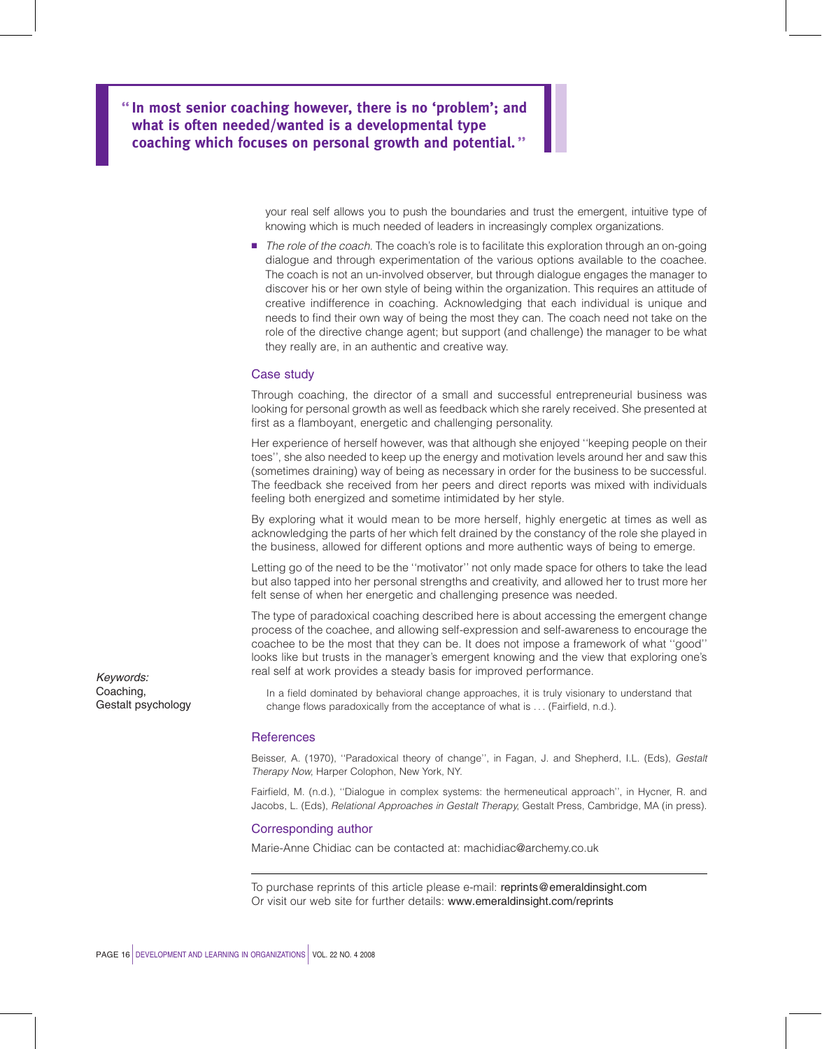> "In most senior coaching however, there is no 'problem'; and what is often needed/wanted is a developmental type coaching which focuses on personal growth and potential."

your real self allows you to push the boundaries and trust the emergent, intuitive type of knowing which is much needed of leaders in increasingly complex organizations.

- *The role of the coach*. The coach's role is to facilitate this exploration through an on-going dialogue and through experimentation of the various options available to the coachee. The coach is not an un-involved observer, but through dialogue engages the manager to discover his or her own style of being within the organization. This requires an attitude of creative indifference in coaching. Acknowledging that each individual is unique and needs to find their own way of being the most they can. The coach need not take on the role of the directive change agent; but support (and challenge) the manager to be what they really are, in an authentic and creative way.

## Case study

Through coaching, the director of a small and successful entrepreneurial business was looking for personal growth as well as feedback which she rarely received. She presented at first as a flamboyant, energetic and challenging personality.

Her experience of herself however, was that although she enjoyed ''keeping people on their toes'', she also needed to keep up the energy and motivation levels around her and saw this (sometimes draining) way of being as necessary in order for the business to be successful. The feedback she received from her peers and direct reports was mixed with individuals feeling both energized and sometime intimidated by her style.

By exploring what it would mean to be more herself, highly energetic at times as well as acknowledging the parts of her which felt drained by the constancy of the role she played in the business, allowed for different options and more authentic ways of being to emerge.

Letting go of the need to be the ''motivator'' not only made space for others to take the lead but also tapped into her personal strengths and creativity, and allowed her to trust more her felt sense of when her energetic and challenging presence was needed.

The type of paradoxical coaching described here is about accessing the emergent change process of the coachee, and allowing self-expression and self-awareness to encourage the coachee to be the most that they can be. It does not impose a framework of what ''good'' looks like but trusts in the manager's emergent knowing and the view that exploring one's real self at work provides a steady basis for improved performance.

> In a field dominated by behavioral change approaches, it is truly visionary to understand that change flows paradoxically from the acceptance of what is . . . (Fairfield, n.d.).

*Keywords:*
Coaching,
Gestalt psychology

## References

Beisser, A. (1970), ''Paradoxical theory of change'', in Fagan, J. and Shepherd, I.L. (Eds), *Gestalt Therapy Now*, Harper Colophon, New York, NY.

Fairfield, M. (n.d.), ''Dialogue in complex systems: the hermeneutical approach'', in Hycner, R. and Jacobs, L. (Eds), *Relational Approaches in Gestalt Therapy*, Gestalt Press, Cambridge, MA (in press).

## Corresponding author

Marie-Anne Chidiac can be contacted at: machidiac@archemy.co.uk

---

To purchase reprints of this article please e-mail: reprints@emeraldinsight.com
Or visit our web site for further details: www.emeraldinsight.com/reprints